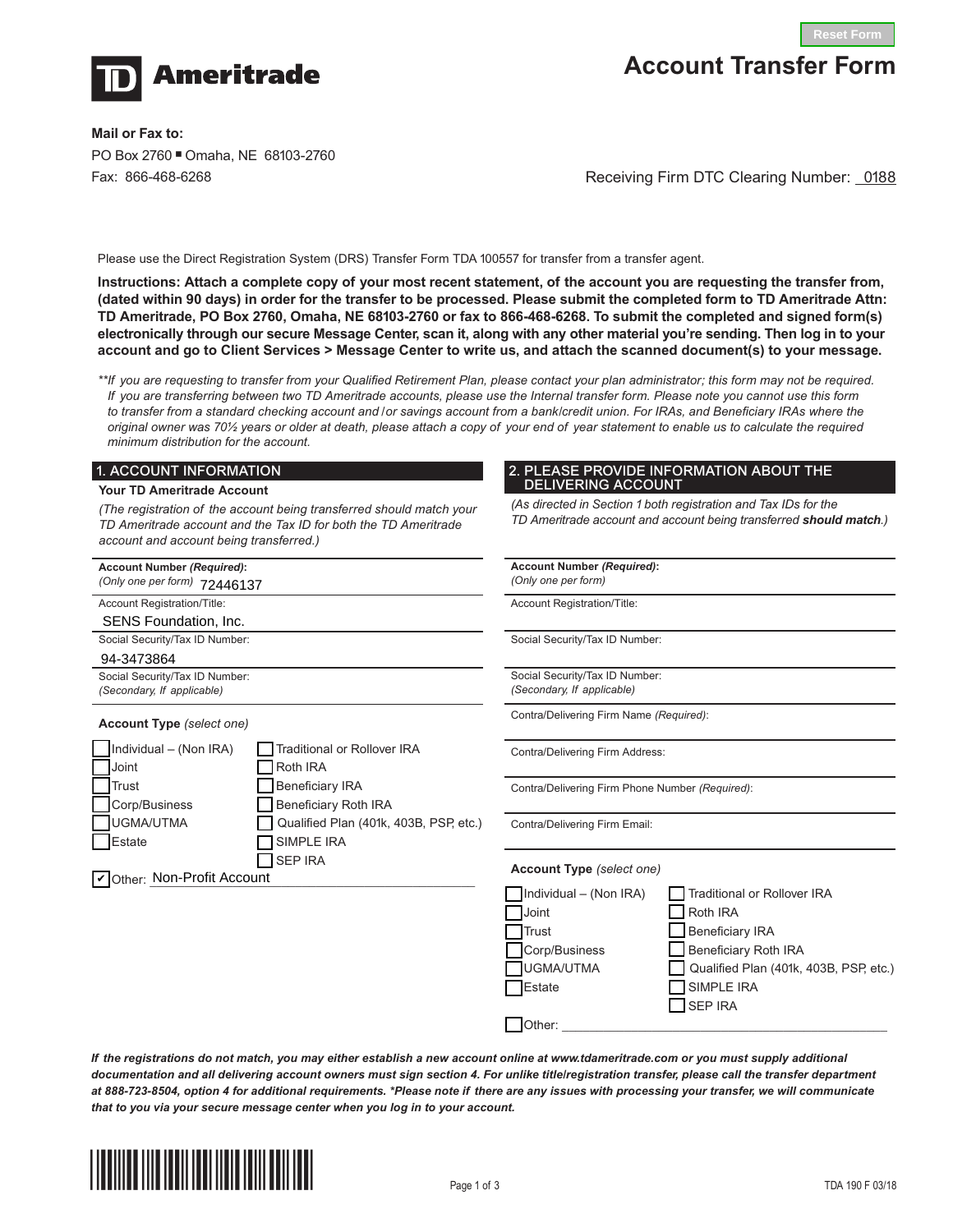Reset Form

# TD Ameritrade

# Account Transfer Form

**Mail or Fax to:**
PO Box 2760 ▪ Omaha, NE 68103-2760
Fax: 866-468-6268

Receiving Firm DTC Clearing Number: 0188

Please use the Direct Registration System (DRS) Transfer Form TDA 100557 for transfer from a transfer agent.

**Instructions: Attach a complete copy of your most recent statement, of the account you are requesting the transfer from, (dated within 90 days) in order for the transfer to be processed. Please submit the completed form to TD Ameritrade Attn: TD Ameritrade, PO Box 2760, Omaha, NE 68103-2760 or fax to 866-468-6268. To submit the completed and signed form(s) electronically through our secure Message Center, scan it, along with any other material you're sending. Then log in to your account and go to Client Services > Message Center to write us, and attach the scanned document(s) to your message.**

*\*\*If you are requesting to transfer from your Qualified Retirement Plan, please contact your plan administrator; this form may not be required. If you are transferring between two TD Ameritrade accounts, please use the Internal transfer form. Please note you cannot use this form to transfer from a standard checking account and/or savings account from a bank/credit union. For IRAs, and Beneficiary IRAs where the original owner was 70½ years or older at death, please attach a copy of your end of year statement to enable us to calculate the required minimum distribution for the account.*

## 1. ACCOUNT INFORMATION

**Your TD Ameritrade Account**

*(The registration of the account being transferred should match your TD Ameritrade account and the Tax ID for both the TD Ameritrade account and account being transferred.)*

**Account Number *(Required)*:**
*(Only one per form)* 72446137

Account Registration/Title:
SENS Foundation, Inc.

Social Security/Tax ID Number:
94-3473864

Social Security/Tax ID Number:
*(Secondary, If applicable)*

**Account Type** *(select one)*

- ☐ Individual – (Non IRA)
- ☐ Joint
- ☐ Trust
- ☐ Corp/Business
- ☐ UGMA/UTMA
- ☐ Estate
- ☐ Traditional or Rollover IRA
- ☐ Roth IRA
- ☐ Beneficiary IRA
- ☐ Beneficiary Roth IRA
- ☐ Qualified Plan (401k, 403B, PSP, etc.)
- ☐ SIMPLE IRA
- ☐ SEP IRA
- ☑ Other: Non-Profit Account

## 2. PLEASE PROVIDE INFORMATION ABOUT THE DELIVERING ACCOUNT

*(As directed in Section 1 both registration and Tax IDs for the TD Ameritrade account and account being transferred **should match**.)*

**Account Number *(Required)*:**
*(Only one per form)*

Account Registration/Title:

Social Security/Tax ID Number:

Social Security/Tax ID Number:
*(Secondary, If applicable)*

Contra/Delivering Firm Name *(Required)*:

Contra/Delivering Firm Address:

Contra/Delivering Firm Phone Number *(Required)*:

Contra/Delivering Firm Email:

**Account Type** *(select one)*

- ☐ Individual – (Non IRA)
- ☐ Joint
- ☐ Trust
- ☐ Corp/Business
- ☐ UGMA/UTMA
- ☐ Estate
- ☐ Traditional or Rollover IRA
- ☐ Roth IRA
- ☐ Beneficiary IRA
- ☐ Beneficiary Roth IRA
- ☐ Qualified Plan (401k, 403B, PSP, etc.)
- ☐ SIMPLE IRA
- ☐ SEP IRA
- ☐ Other: ____________________

***If the registrations do not match, you may either establish a new account online at www.tdameritrade.com or you must supply additional documentation and all delivering account owners must sign section 4. For unlike title/registration transfer, please call the transfer department at 888-723-8504, option 4 for additional requirements. \*Please note if there are any issues with processing your transfer, we will communicate that to you via your secure message center when you log in to your account.***

TDA 190 F 03/18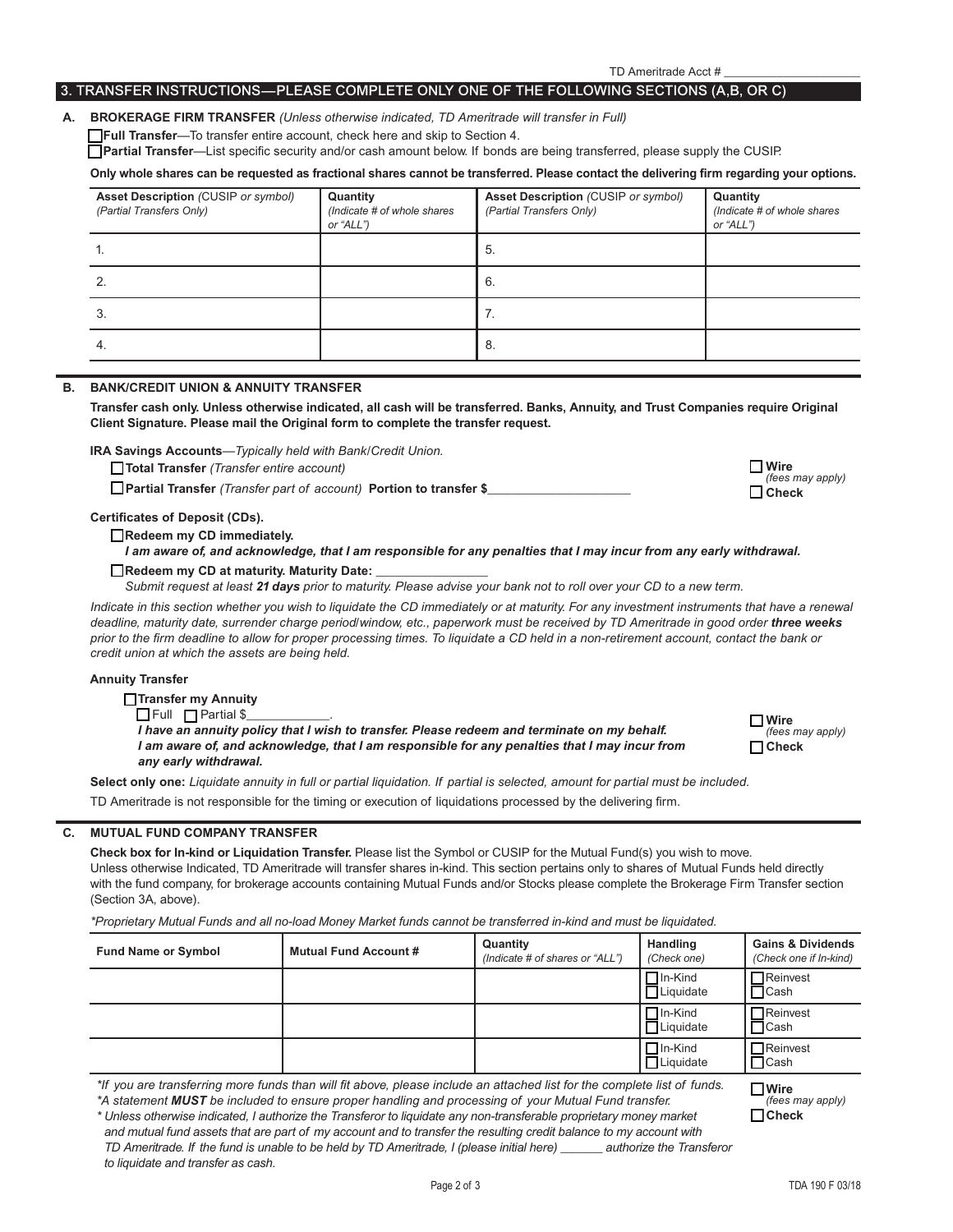TD Ameritrade Acct # ____________________

## 3. TRANSFER INSTRUCTIONS—PLEASE COMPLETE ONLY ONE OF THE FOLLOWING SECTIONS (A,B, OR C)

### A. BROKERAGE FIRM TRANSFER *(Unless otherwise indicated, TD Ameritrade will transfer in Full)*

☐ **Full Transfer**—To transfer entire account, check here and skip to Section 4.

☐ **Partial Transfer**—List specific security and/or cash amount below. If bonds are being transferred, please supply the CUSIP.

**Only whole shares can be requested as fractional shares cannot be transferred. Please contact the delivering firm regarding your options.**

| **Asset Description** *(CUSIP or symbol)* *(Partial Transfers Only)* | **Quantity** *(Indicate # of whole shares or "ALL")* | **Asset Description** *(CUSIP or symbol)* *(Partial Transfers Only)* | **Quantity** *(Indicate # of whole shares or "ALL")* |
|---|---|---|---|
| 1. | | 5. | |
| 2. | | 6. | |
| 3. | | 7. | |
| 4. | | 8. | |

### B. BANK/CREDIT UNION & ANNUITY TRANSFER

**Transfer cash only. Unless otherwise indicated, all cash will be transferred. Banks, Annuity, and Trust Companies require Original Client Signature. Please mail the Original form to complete the transfer request.**

**IRA Savings Accounts**—*Typically held with Bank/Credit Union.*

☐ **Total Transfer** *(Transfer entire account)*

☐ **Partial Transfer** *(Transfer part of account)* **Portion to transfer $**____________________

☐ **Wire** *(fees may apply)*
☐ **Check**

**Certificates of Deposit (CDs).**

☐ **Redeem my CD immediately.**
***I am aware of, and acknowledge, that I am responsible for any penalties that I may incur from any early withdrawal.***

☐ **Redeem my CD at maturity. Maturity Date:** ________________
*Submit request at least **21 days** prior to maturity. Please advise your bank not to roll over your CD to a new term.*

*Indicate in this section whether you wish to liquidate the CD immediately or at maturity. For any investment instruments that have a renewal deadline, maturity date, surrender charge period/window, etc., paperwork must be received by TD Ameritrade in good order **three weeks** prior to the firm deadline to allow for proper processing times. To liquidate a CD held in a non-retirement account, contact the bank or credit union at which the assets are being held.*

**Annuity Transfer**

☐ **Transfer my Annuity**
☐ Full ☐ Partial $____________.
***I have an annuity policy that I wish to transfer. Please redeem and terminate on my behalf. I am aware of, and acknowledge, that I am responsible for any penalties that I may incur from any early withdrawal.***

☐ **Wire** *(fees may apply)*
☐ **Check**

**Select only one:** *Liquidate annuity in full or partial liquidation. If partial is selected, amount for partial must be included.*

TD Ameritrade is not responsible for the timing or execution of liquidations processed by the delivering firm.

### C. MUTUAL FUND COMPANY TRANSFER

**Check box for In-kind or Liquidation Transfer.** Please list the Symbol or CUSIP for the Mutual Fund(s) you wish to move. Unless otherwise Indicated, TD Ameritrade will transfer shares in-kind. This section pertains only to shares of Mutual Funds held directly with the fund company, for brokerage accounts containing Mutual Funds and/or Stocks please complete the Brokerage Firm Transfer section (Section 3A, above).

*\*Proprietary Mutual Funds and all no-load Money Market funds cannot be transferred in-kind and must be liquidated.*

| **Fund Name or Symbol** | **Mutual Fund Account #** | **Quantity** *(Indicate # of shares or "ALL")* | **Handling** *(Check one)* | **Gains & Dividends** *(Check one if In-kind)* |
|---|---|---|---|---|
| | | | ☐ In-Kind ☐ Liquidate | ☐ Reinvest ☐ Cash |
| | | | ☐ In-Kind ☐ Liquidate | ☐ Reinvest ☐ Cash |
| | | | ☐ In-Kind ☐ Liquidate | ☐ Reinvest ☐ Cash |

*\*If you are transferring more funds than will fit above, please include an attached list for the complete list of funds.*
*\*A statement **MUST** be included to ensure proper handling and processing of your Mutual Fund transfer.*
*\* Unless otherwise indicated, I authorize the Transferor to liquidate any non-transferable proprietary money market and mutual fund assets that are part of my account and to transfer the resulting credit balance to my account with TD Ameritrade. If the fund is unable to be held by TD Ameritrade, I (please initial here) ______ authorize the Transferor to liquidate and transfer as cash.*

☐ **Wire** *(fees may apply)*
☐ **Check**

TDA 190 F 03/18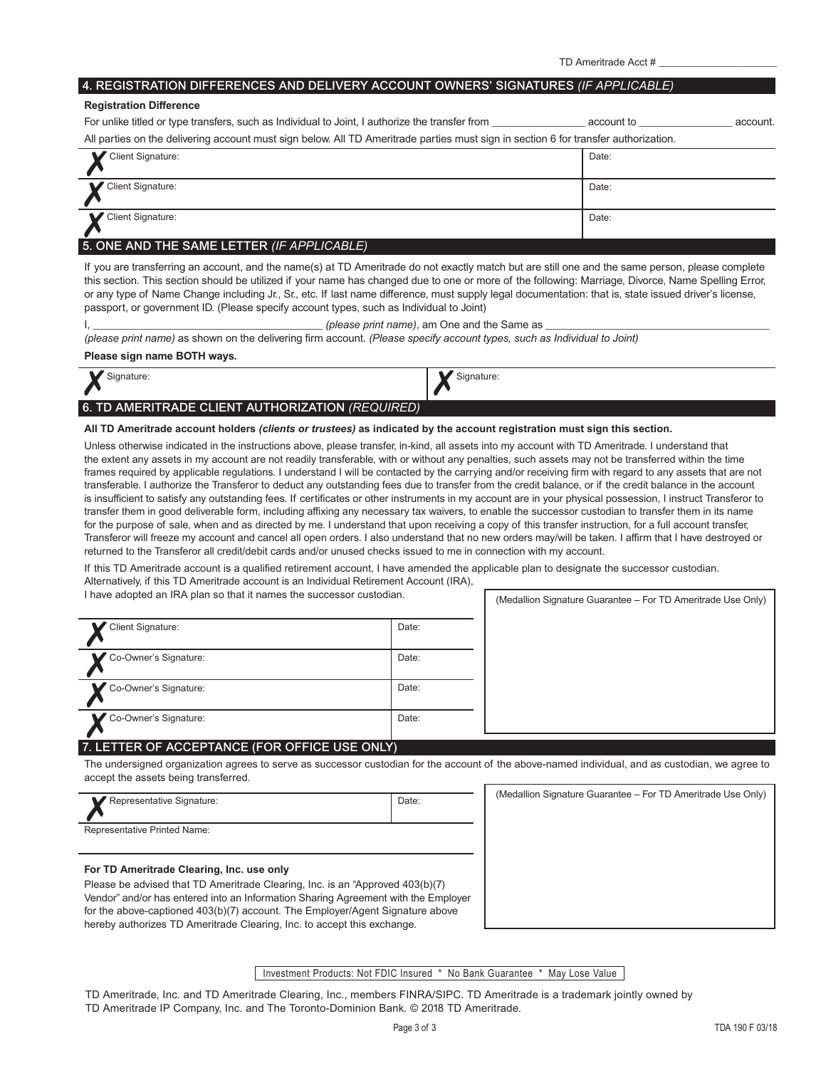TD Ameritrade Acct # ____________________

## 4. REGISTRATION DIFFERENCES AND DELIVERY ACCOUNT OWNERS' SIGNATURES *(IF APPLICABLE)*

**Registration Difference**

For unlike titled or type transfers, such as Individual to Joint, I authorize the transfer from ________________ account to ________________ account.

All parties on the delivering account must sign below. All TD Ameritrade parties must sign in section 6 for transfer authorization.

| | |
|---|---|
| ✗ Client Signature: | Date: |
| ✗ Client Signature: | Date: |
| ✗ Client Signature: | Date: |

## 5. ONE AND THE SAME LETTER *(IF APPLICABLE)*

If you are transferring an account, and the name(s) at TD Ameritrade do not exactly match but are still one and the same person, please complete this section. This section should be utilized if your name has changed due to one or more of the following: Marriage, Divorce, Name Spelling Error, or any type of Name Change including Jr., Sr., etc. If last name difference, must supply legal documentation: that is, state issued driver's license, passport, or government ID. (Please specify account types, such as Individual to Joint)

I, ________________________________________ *(please print name)*, am One and the Same as ________________________________________ *(please print name)* as shown on the delivering firm account. *(Please specify account types, such as Individual to Joint)*

**Please sign name BOTH ways.**

| | |
|---|---|
| ✗ Signature: | ✗ Signature: |

## 6. TD AMERITRADE CLIENT AUTHORIZATION *(REQUIRED)*

**All TD Ameritrade account holders *(clients or trustees)* as indicated by the account registration must sign this section.**

Unless otherwise indicated in the instructions above, please transfer, in-kind, all assets into my account with TD Ameritrade. I understand that the extent any assets in my account are not readily transferable, with or without any penalties, such assets may not be transferred within the time frames required by applicable regulations. I understand I will be contacted by the carrying and/or receiving firm with regard to any assets that are not transferable. I authorize the Transferor to deduct any outstanding fees due to transfer from the credit balance, or if the credit balance in the account is insufficient to satisfy any outstanding fees. If certificates or other instruments in my account are in your physical possession, I instruct Transferor to transfer them in good deliverable form, including affixing any necessary tax waivers, to enable the successor custodian to transfer them in its name for the purpose of sale, when and as directed by me. I understand that upon receiving a copy of this transfer instruction, for a full account transfer, Transferor will freeze my account and cancel all open orders. I also understand that no new orders may/will be taken. I affirm that I have destroyed or returned to the Transferor all credit/debit cards and/or unused checks issued to me in connection with my account.

If this TD Ameritrade account is a qualified retirement account, I have amended the applicable plan to designate the successor custodian. Alternatively, if this TD Ameritrade account is an Individual Retirement Account (IRA), I have adopted an IRA plan so that it names the successor custodian.

| | |
|---|---|
| ✗ Client Signature: | Date: |
| ✗ Co-Owner's Signature: | Date: |
| ✗ Co-Owner's Signature: | Date: |
| ✗ Co-Owner's Signature: | Date: |

(Medallion Signature Guarantee – For TD Ameritrade Use Only)

## 7. LETTER OF ACCEPTANCE (FOR OFFICE USE ONLY)

The undersigned organization agrees to serve as successor custodian for the account of the above-named individual, and as custodian, we agree to accept the assets being transferred.

| | |
|---|---|
| ✗ Representative Signature: | Date: |
| Representative Printed Name: | |

(Medallion Signature Guarantee – For TD Ameritrade Use Only)

**For TD Ameritrade Clearing, Inc. use only**

Please be advised that TD Ameritrade Clearing, Inc. is an "Approved 403(b)(7) Vendor" and/or has entered into an Information Sharing Agreement with the Employer for the above-captioned 403(b)(7) account. The Employer/Agent Signature above hereby authorizes TD Ameritrade Clearing, Inc. to accept this exchange.

Investment Products: Not FDIC Insured * No Bank Guarantee * May Lose Value

TD Ameritrade, Inc. and TD Ameritrade Clearing, Inc., members FINRA/SIPC. TD Ameritrade is a trademark jointly owned by TD Ameritrade IP Company, Inc. and The Toronto-Dominion Bank. © 2018 TD Ameritrade.

TDA 190 F 03/18